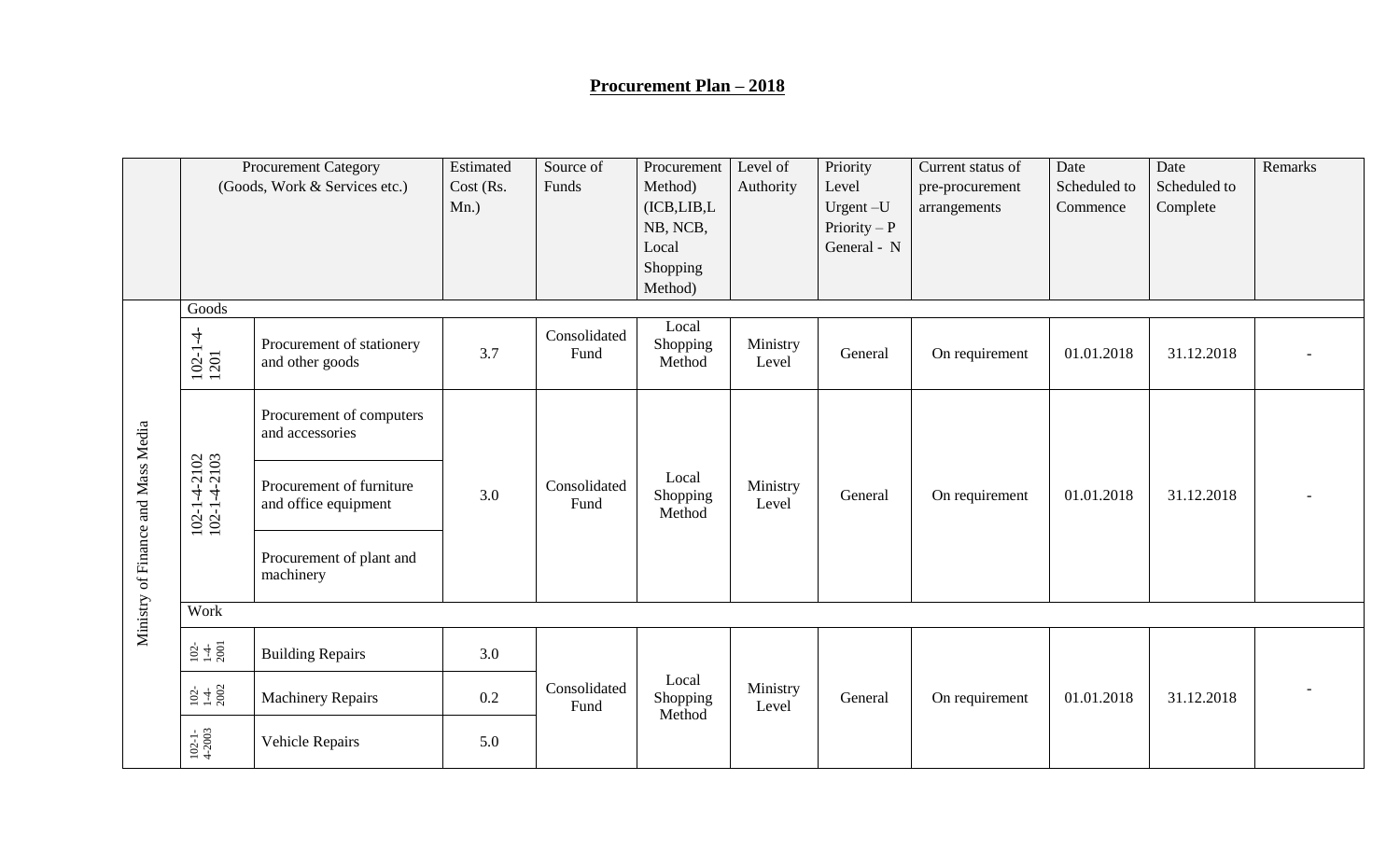# **Procurement Plan – 2018**

| | Procurement Category (Goods, Work & Services etc.) | | Estimated Cost (Rs. Mn.) | Source of Funds | Procurement Method) (ICB,LIB,LNB, NCB, Local Shopping Method) | Level of Authority | Priority Level Urgent –U Priority – P General - N | Current status of pre-procurement arrangements | Date Scheduled to Commence | Date Scheduled to Complete | Remarks |
|---|---|---|---|---|---|---|---|---|---|---|---|
| Ministry of Finance and Mass Media | Goods | | | | | | | | | | |
| | 102-1-4-1201 | Procurement of stationery and other goods | 3.7 | Consolidated Fund | Local Shopping Method | Ministry Level | General | On requirement | 01.01.2018 | 31.12.2018 | - |
| | 102-1-4-2102 102-1-4-2103 | Procurement of computers and accessories | 3.0 | Consolidated Fund | Local Shopping Method | Ministry Level | General | On requirement | 01.01.2018 | 31.12.2018 | - |
| | | Procurement of furniture and office equipment | | | | | | | | | |
| | | Procurement of plant and machinery | | | | | | | | | |
| | Work | | | | | | | | | | |
| | 102-1-4-2001 | Building Repairs | 3.0 | Consolidated Fund | Local Shopping Method | Ministry Level | General | On requirement | 01.01.2018 | 31.12.2018 | - |
| | 102-1-4-2002 | Machinery Repairs | 0.2 | | | | | | | | |
| | 102-1-4-2003 | Vehicle Repairs | 5.0 | | | | | | | | |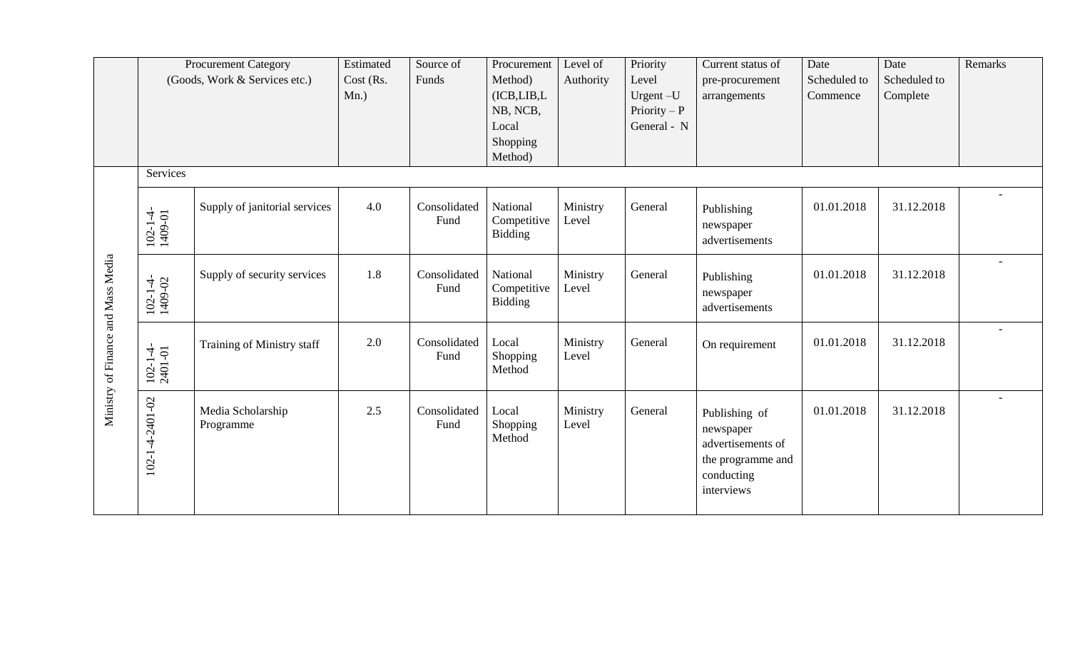| | Procurement Category (Goods, Work & Services etc.) | | Estimated Cost (Rs. Mn.) | Source of Funds | Procurement Method) (ICB,LIB,LNB, NCB, Local Shopping Method) | Level of Authority | Priority Level Urgent –U Priority – P General - N | Current status of pre-procurement arrangements | Date Scheduled to Commence | Date Scheduled to Complete | Remarks |
|---|---|---|---|---|---|---|---|---|---|---|---|
| Ministry of Finance and Mass Media | Services | | | | | | | | | | |
| | 102-1-4-1409-01 | Supply of janitorial services | 4.0 | Consolidated Fund | National Competitive Bidding | Ministry Level | General | Publishing newspaper advertisements | 01.01.2018 | 31.12.2018 | - |
| | 102-1-4-1409-02 | Supply of security services | 1.8 | Consolidated Fund | National Competitive Bidding | Ministry Level | General | Publishing newspaper advertisements | 01.01.2018 | 31.12.2018 | - |
| | 102-1-4-2401-01 | Training of Ministry staff | 2.0 | Consolidated Fund | Local Shopping Method | Ministry Level | General | On requirement | 01.01.2018 | 31.12.2018 | - |
| | 102-1-4-2401-02 | Media Scholarship Programme | 2.5 | Consolidated Fund | Local Shopping Method | Ministry Level | General | Publishing of newspaper advertisements of the programme and conducting interviews | 01.01.2018 | 31.12.2018 | - |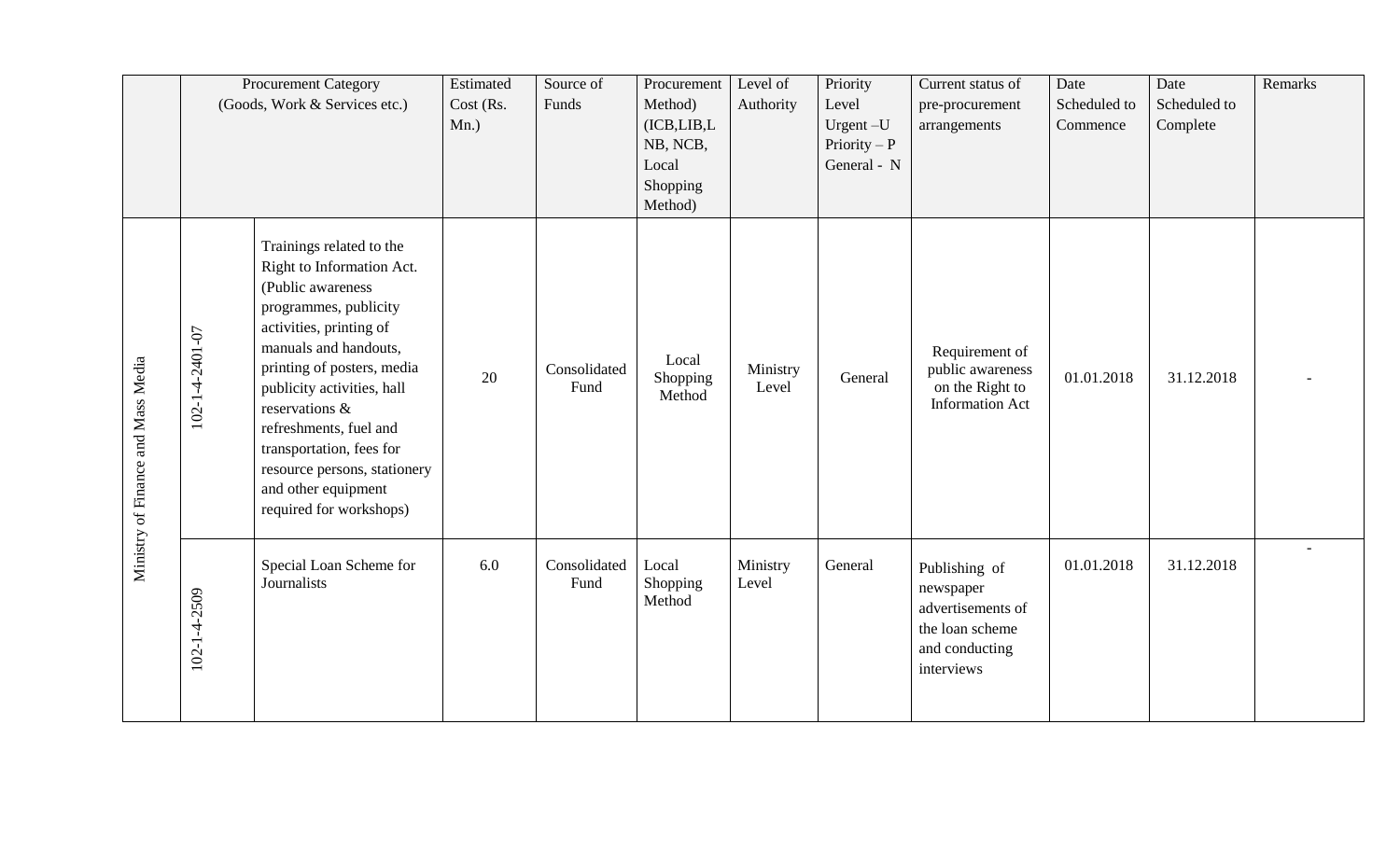| | Procurement Category (Goods, Work & Services etc.) | | Estimated Cost (Rs. Mn.) | Source of Funds | Procurement Method) (ICB,LIB,LNB, NCB, Local Shopping Method) | Level of Authority | Priority Level Urgent –U Priority – P General - N | Current status of pre-procurement arrangements | Date Scheduled to Commence | Date Scheduled to Complete | Remarks |
|---|---|---|---|---|---|---|---|---|---|---|---|
| Ministry of Finance and Mass Media | 102-1-4-2401-07 | Trainings related to the Right to Information Act. (Public awareness programmes, publicity activities, printing of manuals and handouts, printing of posters, media publicity activities, hall reservations & refreshments, fuel and transportation, fees for resource persons, stationery and other equipment required for workshops) | 20 | Consolidated Fund | Local Shopping Method | Ministry Level | General | Requirement of public awareness on the Right to Information Act | 01.01.2018 | 31.12.2018 | - |
| | 102-1-4-2509 | Special Loan Scheme for Journalists | 6.0 | Consolidated Fund | Local Shopping Method | Ministry Level | General | Publishing of newspaper advertisements of the loan scheme and conducting interviews | 01.01.2018 | 31.12.2018 | - |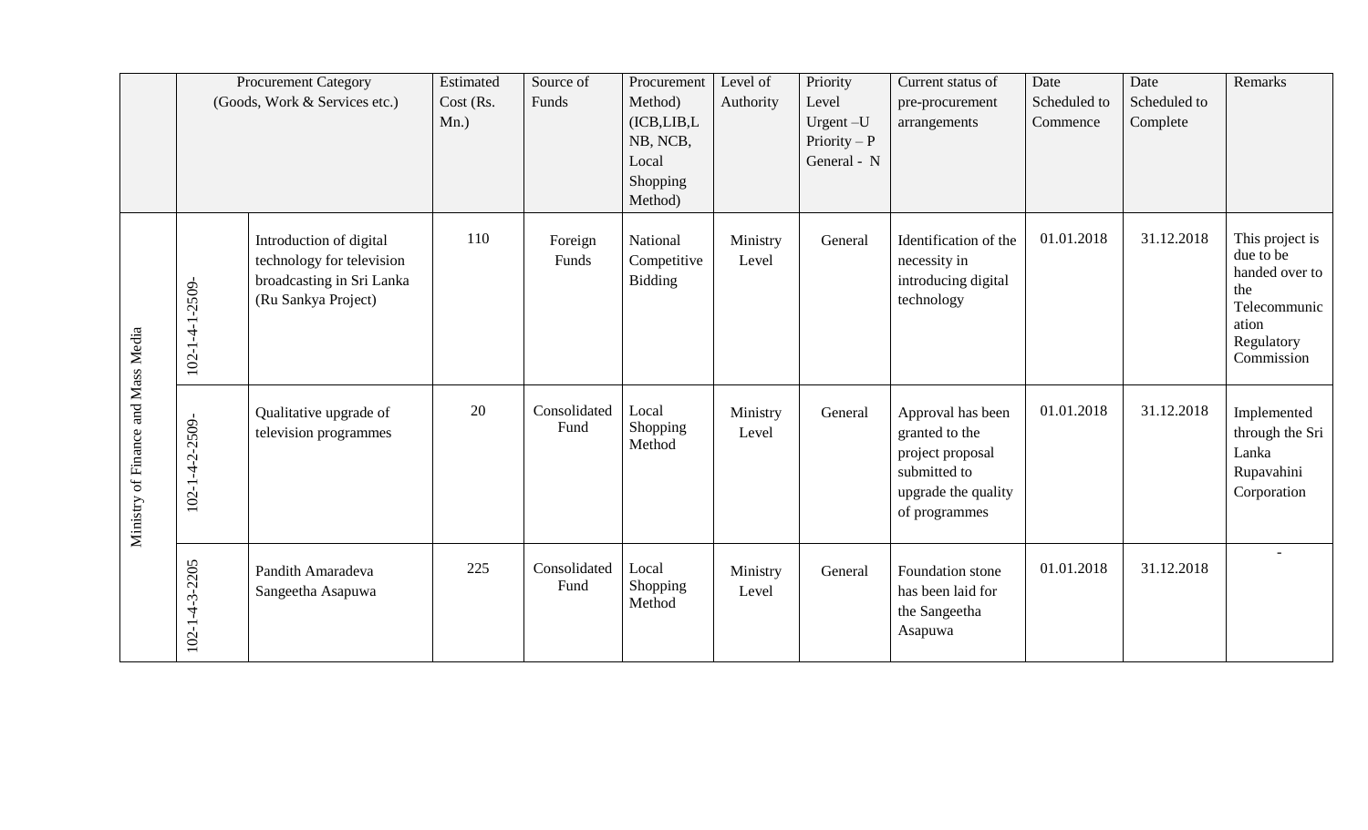| | Procurement Category (Goods, Work & Services etc.) | | Estimated Cost (Rs. Mn.) | Source of Funds | Procurement Method) (ICB,LIB,LNB, NCB, Local Shopping Method) | Level of Authority | Priority Level Urgent –U Priority – P General - N | Current status of pre-procurement arrangements | Date Scheduled to Commence | Date Scheduled to Complete | Remarks |
|---|---|---|---|---|---|---|---|---|---|---|---|
| Ministry of Finance and Mass Media | 102-1-4-1-2509- | Introduction of digital technology for television broadcasting in Sri Lanka (Ru Sankya Project) | 110 | Foreign Funds | National Competitive Bidding | Ministry Level | General | Identification of the necessity in introducing digital technology | 01.01.2018 | 31.12.2018 | This project is due to be handed over to the Telecommunication Regulatory Commission |
| | 102-1-4-2-2509- | Qualitative upgrade of television programmes | 20 | Consolidated Fund | Local Shopping Method | Ministry Level | General | Approval has been granted to the project proposal submitted to upgrade the quality of programmes | 01.01.2018 | 31.12.2018 | Implemented through the Sri Lanka Rupavahini Corporation |
| | 102-1-4-3-2205 | Pandith Amaradeva Sangeetha Asapuwa | 225 | Consolidated Fund | Local Shopping Method | Ministry Level | General | Foundation stone has been laid for the Sangeetha Asapuwa | 01.01.2018 | 31.12.2018 | - |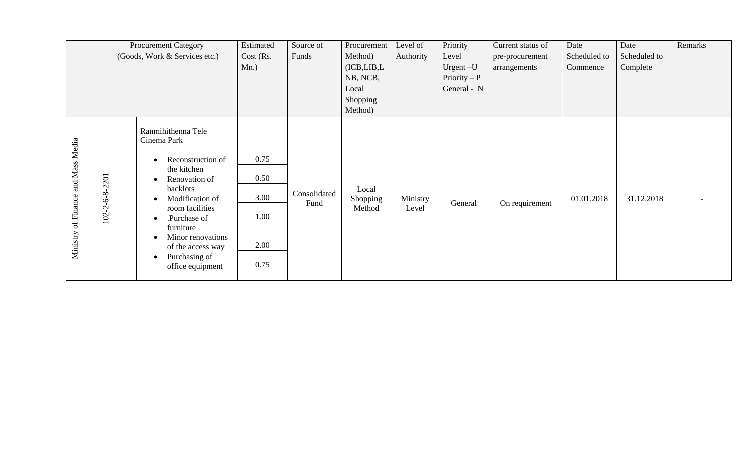| | Procurement Category (Goods, Work & Services etc.) | | Estimated Cost (Rs. Mn.) | Source of Funds | Procurement Method) (ICB,LIB,LNB, NCB, Local Shopping Method) | Level of Authority | Priority Level Urgent –U Priority – P General - N | Current status of pre-procurement arrangements | Date Scheduled to Commence | Date Scheduled to Complete | Remarks |
|---|---|---|---|---|---|---|---|---|---|---|---|
| Ministry of Finance and Mass Media | 102-2-6-8-2201 | Ranmihithenna Tele Cinema Park | | Consolidated Fund | Local Shopping Method | Ministry Level | General | On requirement | 01.01.2018 | 31.12.2018 | - |
| | | • Reconstruction of the kitchen | 0.75 | | | | | | | | |
| | | • Renovation of backlots | 0.50 | | | | | | | | |
| | | • Modification of room facilities | 3.00 | | | | | | | | |
| | | • .Purchase of furniture | 1.00 | | | | | | | | |
| | | • Minor renovations of the access way | 2.00 | | | | | | | | |
| | | • Purchasing of office equipment | 0.75 | | | | | | | | |